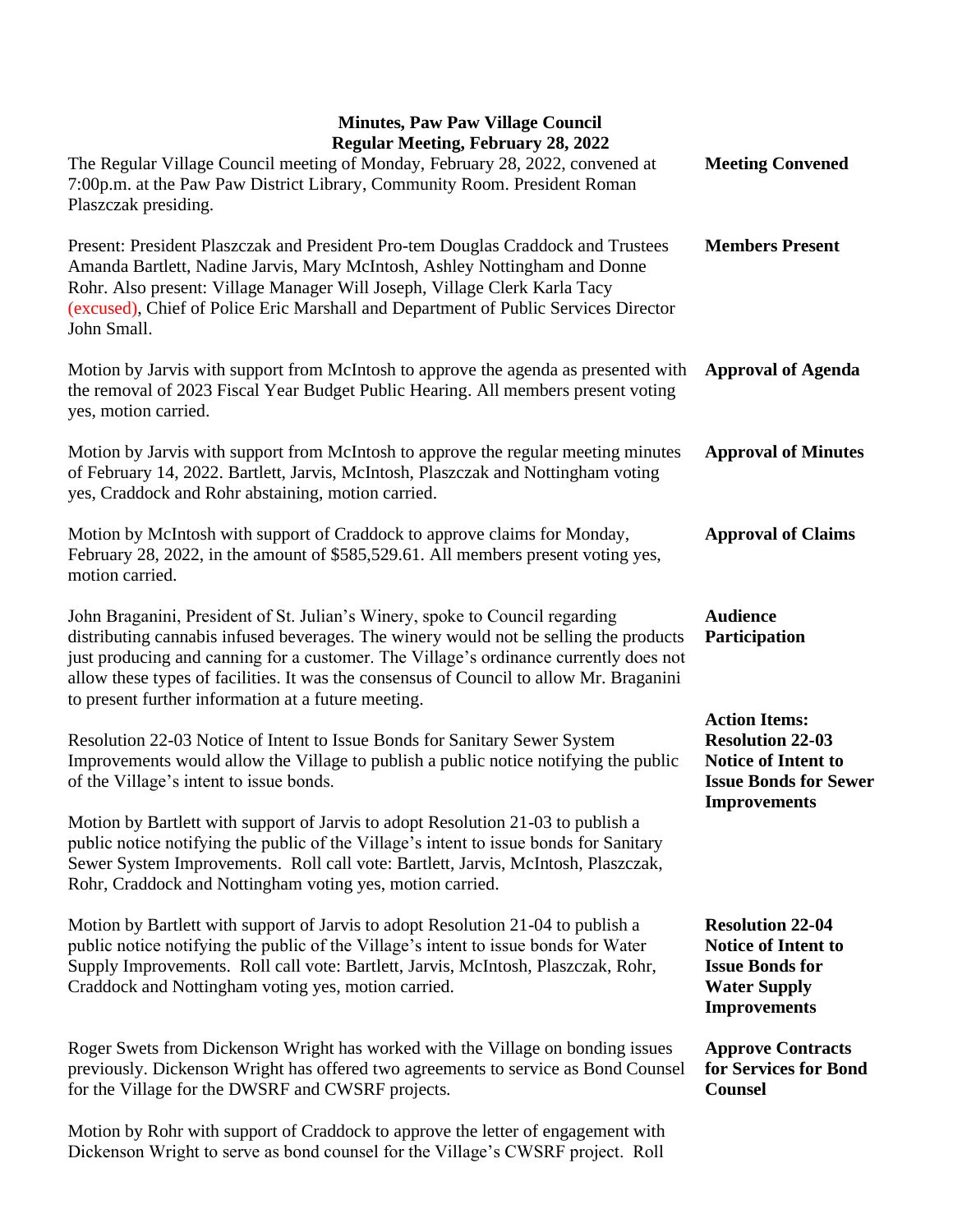# Minutes, Paw Paw Village Council
## Regular Meeting, February 28, 2022

**Meeting Convened**

The Regular Village Council meeting of Monday, February 28, 2022, convened at 7:00p.m. at the Paw Paw District Library, Community Room. President Roman Plaszczak presiding.

**Members Present**

Present: President Plaszczak and President Pro-tem Douglas Craddock and Trustees Amanda Bartlett, Nadine Jarvis, Mary McIntosh, Ashley Nottingham and Donne Rohr. Also present: Village Manager Will Joseph, Village Clerk Karla Tacy (excused), Chief of Police Eric Marshall and Department of Public Services Director John Small.

**Approval of Agenda**

Motion by Jarvis with support from McIntosh to approve the agenda as presented with the removal of 2023 Fiscal Year Budget Public Hearing. All members present voting yes, motion carried.

**Approval of Minutes**

Motion by Jarvis with support from McIntosh to approve the regular meeting minutes of February 14, 2022. Bartlett, Jarvis, McIntosh, Plaszczak and Nottingham voting yes, Craddock and Rohr abstaining, motion carried.

**Approval of Claims**

Motion by McIntosh with support of Craddock to approve claims for Monday, February 28, 2022, in the amount of $585,529.61. All members present voting yes, motion carried.

**Audience Participation**

John Braganini, President of St. Julian's Winery, spoke to Council regarding distributing cannabis infused beverages. The winery would not be selling the products just producing and canning for a customer. The Village's ordinance currently does not allow these types of facilities. It was the consensus of Council to allow Mr. Braganini to present further information at a future meeting.

**Action Items: Resolution 22-03 Notice of Intent to Issue Bonds for Sewer Improvements**

Resolution 22-03 Notice of Intent to Issue Bonds for Sanitary Sewer System Improvements would allow the Village to publish a public notice notifying the public of the Village's intent to issue bonds.

Motion by Bartlett with support of Jarvis to adopt Resolution 21-03 to publish a public notice notifying the public of the Village's intent to issue bonds for Sanitary Sewer System Improvements. Roll call vote: Bartlett, Jarvis, McIntosh, Plaszczak, Rohr, Craddock and Nottingham voting yes, motion carried.

**Resolution 22-04 Notice of Intent to Issue Bonds for Water Supply Improvements**

Motion by Bartlett with support of Jarvis to adopt Resolution 21-04 to publish a public notice notifying the public of the Village's intent to issue bonds for Water Supply Improvements. Roll call vote: Bartlett, Jarvis, McIntosh, Plaszczak, Rohr, Craddock and Nottingham voting yes, motion carried.

**Approve Contracts for Services for Bond Counsel**

Roger Swets from Dickenson Wright has worked with the Village on bonding issues previously. Dickenson Wright has offered two agreements to service as Bond Counsel for the Village for the DWSRF and CWSRF projects.

Motion by Rohr with support of Craddock to approve the letter of engagement with Dickenson Wright to serve as bond counsel for the Village's CWSRF project. Roll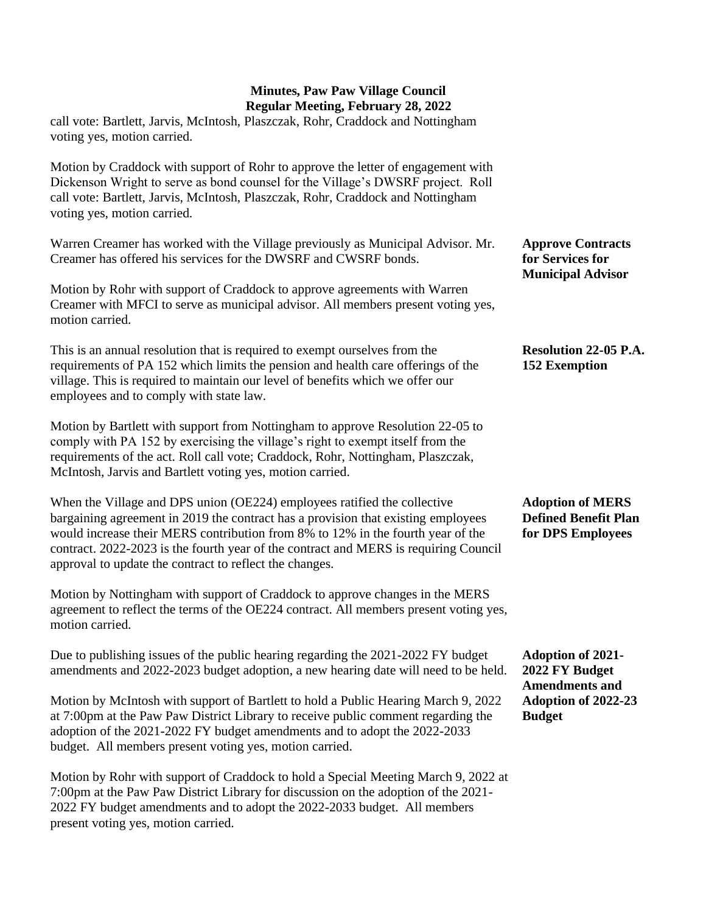call vote: Bartlett, Jarvis, McIntosh, Plaszczak, Rohr, Craddock and Nottingham voting yes, motion carried.

Motion by Craddock with support of Rohr to approve the letter of engagement with Dickenson Wright to serve as bond counsel for the Village's DWSRF project. Roll call vote: Bartlett, Jarvis, McIntosh, Plaszczak, Rohr, Craddock and Nottingham voting yes, motion carried.

**Approve Contracts for Services for Municipal Advisor**

Warren Creamer has worked with the Village previously as Municipal Advisor. Mr. Creamer has offered his services for the DWSRF and CWSRF bonds.

Motion by Rohr with support of Craddock to approve agreements with Warren Creamer with MFCI to serve as municipal advisor. All members present voting yes, motion carried.

**Resolution 22-05 P.A. 152 Exemption**

This is an annual resolution that is required to exempt ourselves from the requirements of PA 152 which limits the pension and health care offerings of the village. This is required to maintain our level of benefits which we offer our employees and to comply with state law.

Motion by Bartlett with support from Nottingham to approve Resolution 22-05 to comply with PA 152 by exercising the village's right to exempt itself from the requirements of the act. Roll call vote; Craddock, Rohr, Nottingham, Plaszczak, McIntosh, Jarvis and Bartlett voting yes, motion carried.

**Adoption of MERS Defined Benefit Plan for DPS Employees**

When the Village and DPS union (OE224) employees ratified the collective bargaining agreement in 2019 the contract has a provision that existing employees would increase their MERS contribution from 8% to 12% in the fourth year of the contract. 2022-2023 is the fourth year of the contract and MERS is requiring Council approval to update the contract to reflect the changes.

Motion by Nottingham with support of Craddock to approve changes in the MERS agreement to reflect the terms of the OE224 contract. All members present voting yes, motion carried.

**Adoption of 2021-2022 FY Budget Amendments and Adoption of 2022-23 Budget**

Due to publishing issues of the public hearing regarding the 2021-2022 FY budget amendments and 2022-2023 budget adoption, a new hearing date will need to be held.

Motion by McIntosh with support of Bartlett to hold a Public Hearing March 9, 2022 at 7:00pm at the Paw Paw District Library to receive public comment regarding the adoption of the 2021-2022 FY budget amendments and to adopt the 2022-2033 budget. All members present voting yes, motion carried.

Motion by Rohr with support of Craddock to hold a Special Meeting March 9, 2022 at 7:00pm at the Paw Paw District Library for discussion on the adoption of the 2021-2022 FY budget amendments and to adopt the 2022-2033 budget. All members present voting yes, motion carried.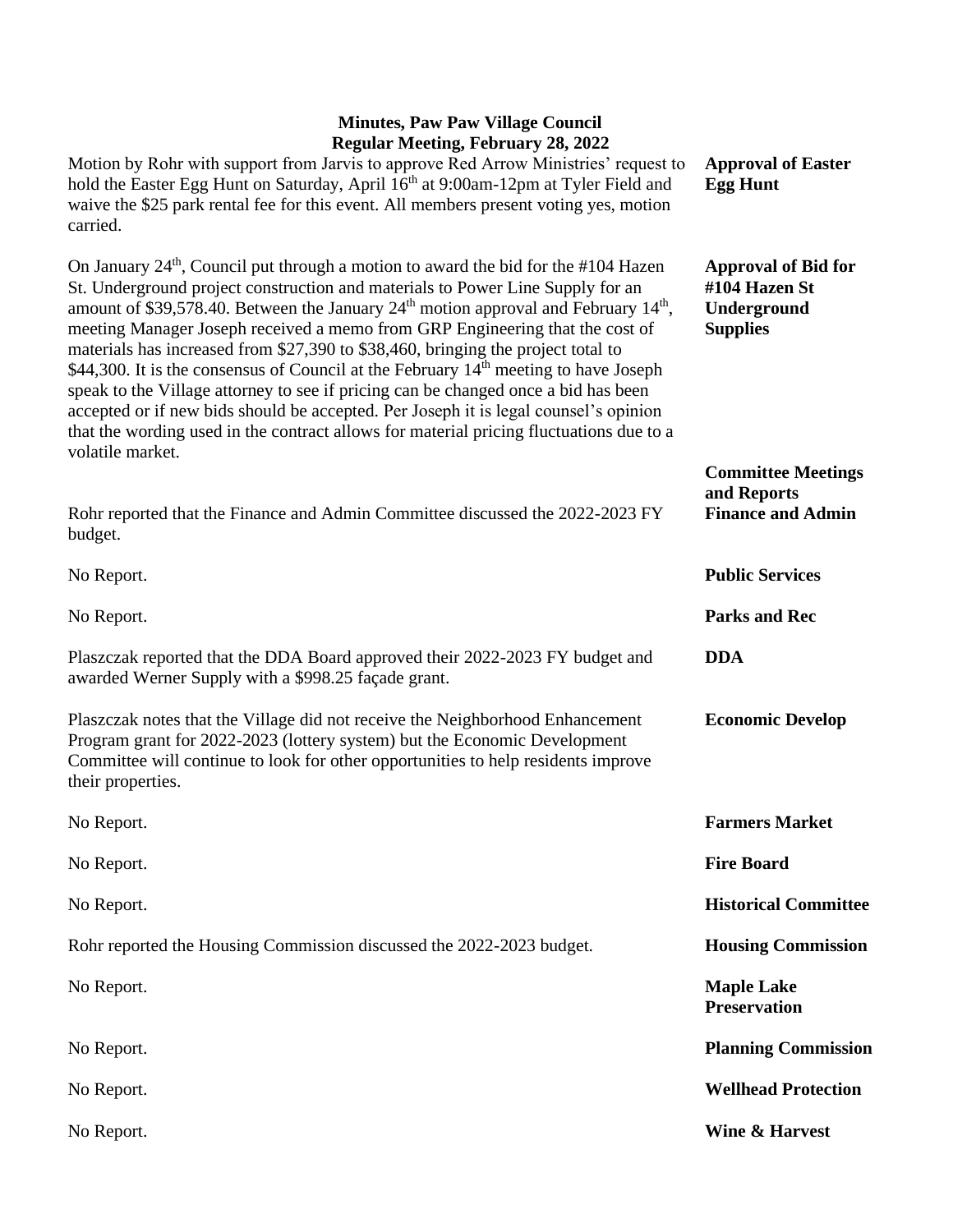# Minutes, Paw Paw Village Council
## Regular Meeting, February 28, 2022

**Approval of Easter Egg Hunt**

Motion by Rohr with support from Jarvis to approve Red Arrow Ministries' request to hold the Easter Egg Hunt on Saturday, April 16th at 9:00am-12pm at Tyler Field and waive the $25 park rental fee for this event. All members present voting yes, motion carried.

**Approval of Bid for #104 Hazen St Underground Supplies**

On January 24th, Council put through a motion to award the bid for the #104 Hazen St. Underground project construction and materials to Power Line Supply for an amount of $39,578.40. Between the January 24th motion approval and February 14th, meeting Manager Joseph received a memo from GRP Engineering that the cost of materials has increased from $27,390 to $38,460, bringing the project total to $44,300. It is the consensus of Council at the February 14th meeting to have Joseph speak to the Village attorney to see if pricing can be changed once a bid has been accepted or if new bids should be accepted. Per Joseph it is legal counsel's opinion that the wording used in the contract allows for material pricing fluctuations due to a volatile market.

**Committee Meetings and Reports**

**Finance and Admin**

Rohr reported that the Finance and Admin Committee discussed the 2022-2023 FY budget.

**Public Services**

No Report.

**Parks and Rec**

No Report.

**DDA**

Plaszczak reported that the DDA Board approved their 2022-2023 FY budget and awarded Werner Supply with a $998.25 façade grant.

**Economic Develop**

Plaszczak notes that the Village did not receive the Neighborhood Enhancement Program grant for 2022-2023 (lottery system) but the Economic Development Committee will continue to look for other opportunities to help residents improve their properties.

**Farmers Market**

No Report.

**Fire Board**

No Report.

**Historical Committee**

No Report.

**Housing Commission**

Rohr reported the Housing Commission discussed the 2022-2023 budget.

**Maple Lake Preservation**

No Report.

**Planning Commission**

No Report.

**Wellhead Protection**

No Report.

**Wine & Harvest**

No Report.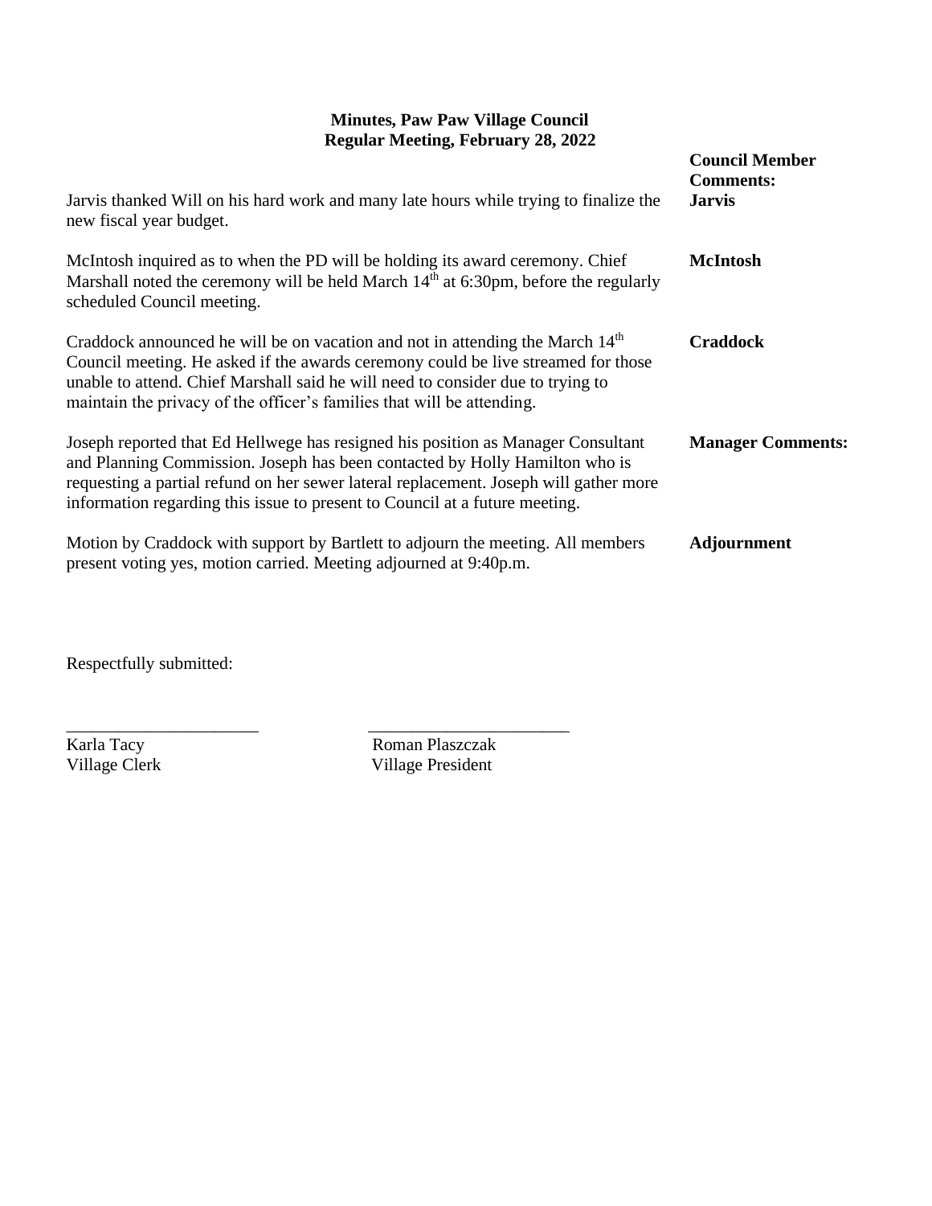**Minutes, Paw Paw Village Council**
**Regular Meeting, February 28, 2022**

**Council Member Comments:**

**Jarvis**

Jarvis thanked Will on his hard work and many late hours while trying to finalize the new fiscal year budget.

**McIntosh**

McIntosh inquired as to when the PD will be holding its award ceremony. Chief Marshall noted the ceremony will be held March 14th at 6:30pm, before the regularly scheduled Council meeting.

**Craddock**

Craddock announced he will be on vacation and not in attending the March 14th Council meeting. He asked if the awards ceremony could be live streamed for those unable to attend. Chief Marshall said he will need to consider due to trying to maintain the privacy of the officer's families that will be attending.

**Manager Comments:**

Joseph reported that Ed Hellwege has resigned his position as Manager Consultant and Planning Commission. Joseph has been contacted by Holly Hamilton who is requesting a partial refund on her sewer lateral replacement. Joseph will gather more information regarding this issue to present to Council at a future meeting.

**Adjournment**

Motion by Craddock with support by Bartlett to adjourn the meeting. All members present voting yes, motion carried. Meeting adjourned at 9:40p.m.

Respectfully submitted:

______________________ ______________________

Karla Tacy
Village Clerk

Roman Plaszczak
Village President